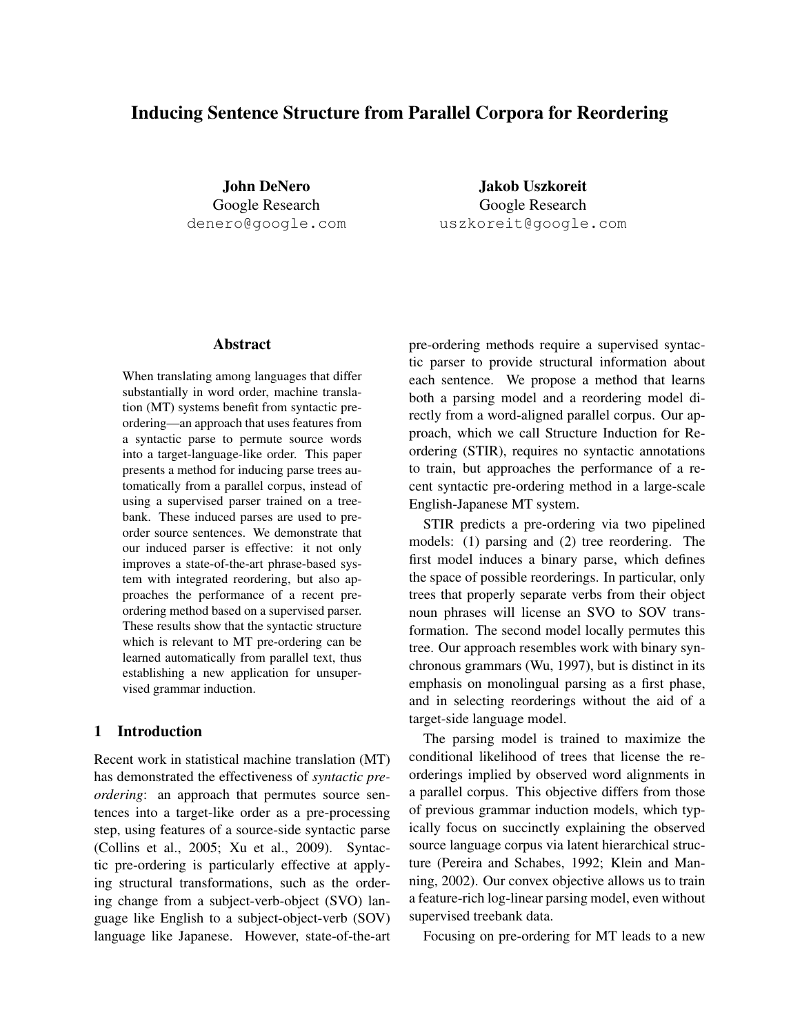# Inducing Sentence Structure from Parallel Corpora for Reordering

**John DeNero**
Google Research
denero@google.com

**Jakob Uszkoreit**
Google Research
uszkoreit@google.com

## Abstract

When translating among languages that differ substantially in word order, machine translation (MT) systems benefit from syntactic pre-ordering—an approach that uses features from a syntactic parse to permute source words into a target-language-like order. This paper presents a method for inducing parse trees automatically from a parallel corpus, instead of using a supervised parser trained on a treebank. These induced parses are used to pre-order source sentences. We demonstrate that our induced parser is effective: it not only improves a state-of-the-art phrase-based system with integrated reordering, but also approaches the performance of a recent pre-ordering method based on a supervised parser. These results show that the syntactic structure which is relevant to MT pre-ordering can be learned automatically from parallel text, thus establishing a new application for unsupervised grammar induction.

## 1 Introduction

Recent work in statistical machine translation (MT) has demonstrated the effectiveness of *syntactic pre-ordering*: an approach that permutes source sentences into a target-like order as a pre-processing step, using features of a source-side syntactic parse (Collins et al., 2005; Xu et al., 2009). Syntactic pre-ordering is particularly effective at applying structural transformations, such as the ordering change from a subject-verb-object (SVO) language like English to a subject-object-verb (SOV) language like Japanese. However, state-of-the-art pre-ordering methods require a supervised syntactic parser to provide structural information about each sentence. We propose a method that learns both a parsing model and a reordering model directly from a word-aligned parallel corpus. Our approach, which we call Structure Induction for Reordering (STIR), requires no syntactic annotations to train, but approaches the performance of a recent syntactic pre-ordering method in a large-scale English-Japanese MT system.

STIR predicts a pre-ordering via two pipelined models: (1) parsing and (2) tree reordering. The first model induces a binary parse, which defines the space of possible reorderings. In particular, only trees that properly separate verbs from their object noun phrases will license an SVO to SOV transformation. The second model locally permutes this tree. Our approach resembles work with binary synchronous grammars (Wu, 1997), but is distinct in its emphasis on monolingual parsing as a first phase, and in selecting reorderings without the aid of a target-side language model.

The parsing model is trained to maximize the conditional likelihood of trees that license the reorderings implied by observed word alignments in a parallel corpus. This objective differs from those of previous grammar induction models, which typically focus on succinctly explaining the observed source language corpus via latent hierarchical structure (Pereira and Schabes, 1992; Klein and Manning, 2002). Our convex objective allows us to train a feature-rich log-linear parsing model, even without supervised treebank data.

Focusing on pre-ordering for MT leads to a new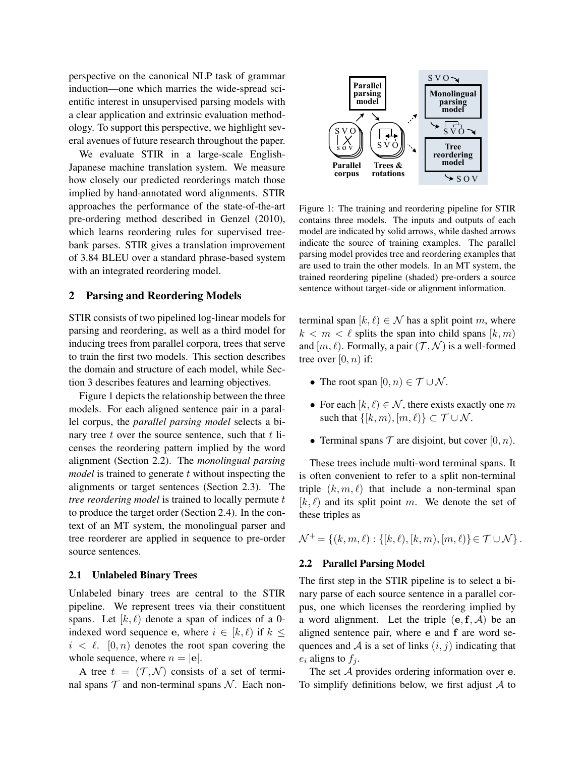perspective on the canonical NLP task of grammar induction—one which marries the wide-spread scientific interest in unsupervised parsing models with a clear application and extrinsic evaluation methodology. To support this perspective, we highlight several avenues of future research throughout the paper.

We evaluate STIR in a large-scale English-Japanese machine translation system. We measure how closely our predicted reorderings match those implied by hand-annotated word alignments. STIR approaches the performance of the state-of-the-art pre-ordering method described in Genzel (2010), which learns reordering rules for supervised treebank parses. STIR gives a translation improvement of 3.84 BLEU over a standard phrase-based system with an integrated reordering model.

Figure 1: The training and reordering pipeline for STIR contains three models. The inputs and outputs of each model are indicated by solid arrows, while dashed arrows indicate the source of training examples. The parallel parsing model provides tree and reordering examples that are used to train the other models. In an MT system, the trained reordering pipeline (shaded) pre-orders a source sentence without target-side or alignment information.

## 2 Parsing and Reordering Models

STIR consists of two pipelined log-linear models for parsing and reordering, as well as a third model for inducing trees from parallel corpora, trees that serve to train the first two models. This section describes the domain and structure of each model, while Section 3 describes features and learning objectives.

Figure 1 depicts the relationship between the three models. For each aligned sentence pair in a parallel corpus, the *parallel parsing model* selects a binary tree $t$ over the source sentence, such that $t$ licenses the reordering pattern implied by the word alignment (Section 2.2). The *monolingual parsing model* is trained to generate $t$ without inspecting the alignments or target sentences (Section 2.3). The *tree reordering model* is trained to locally permute $t$ to produce the target order (Section 2.4). In the context of an MT system, the monolingual parser and tree reorderer are applied in sequence to pre-order source sentences.

### 2.1 Unlabeled Binary Trees

Unlabeled binary trees are central to the STIR pipeline. We represent trees via their constituent spans. Let $[k, \ell)$ denote a span of indices of a 0-indexed word sequence $\mathbf{e}$, where $i \in [k, \ell)$ if $k \leq i < \ell$. $[0, n)$ denotes the root span covering the whole sequence, where $n = |\mathbf{e}|$.

A tree $t = (\mathcal{T}, \mathcal{N})$ consists of a set of terminal spans $\mathcal{T}$ and non-terminal spans $\mathcal{N}$. Each non-terminal span $[k, \ell) \in \mathcal{N}$ has a split point $m$, where $k < m < \ell$ splits the span into child spans $[k, m)$ and $[m, \ell)$. Formally, a pair $(\mathcal{T}, \mathcal{N})$ is a well-formed tree over $[0, n)$ if:

- The root span $[0, n) \in \mathcal{T} \cup \mathcal{N}$.
- For each $[k, \ell) \in \mathcal{N}$, there exists exactly one $m$ such that $\{[k, m), [m, \ell)\} \subset \mathcal{T} \cup \mathcal{N}$.
- Terminal spans $\mathcal{T}$ are disjoint, but cover $[0, n)$.

These trees include multi-word terminal spans. It is often convenient to refer to a split non-terminal triple $(k, m, \ell)$ that include a non-terminal span $[k, \ell)$ and its split point $m$. We denote the set of these triples as

$$\mathcal{N}^+ = \{(k, m, \ell) : \{[k, \ell), [k, m), [m, \ell)\} \in \mathcal{T} \cup \mathcal{N}\}.$$

### 2.2 Parallel Parsing Model

The first step in the STIR pipeline is to select a binary parse of each source sentence in a parallel corpus, one which licenses the reordering implied by a word alignment. Let the triple $(\mathbf{e}, \mathbf{f}, \mathcal{A})$ be an aligned sentence pair, where $\mathbf{e}$ and $\mathbf{f}$ are word sequences and $\mathcal{A}$ is a set of links $(i, j)$ indicating that $e_i$ aligns to $f_j$.

The set $\mathcal{A}$ provides ordering information over $\mathbf{e}$. To simplify definitions below, we first adjust $\mathcal{A}$ to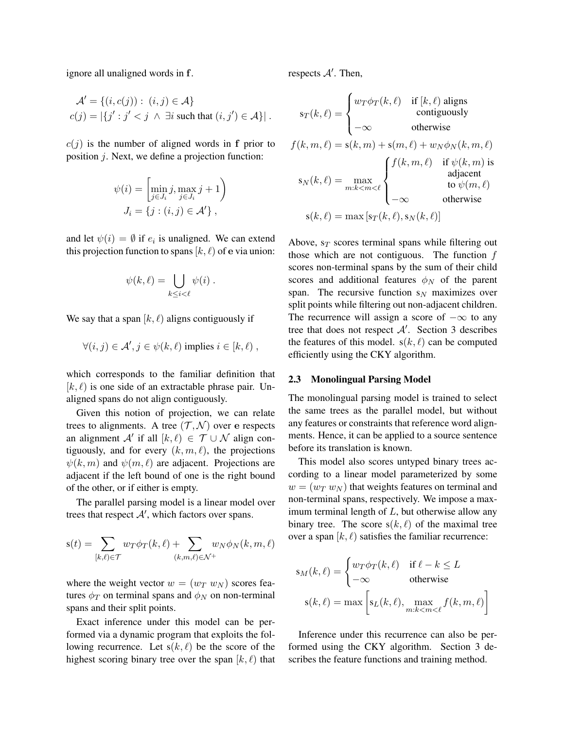ignore all unaligned words in $\mathbf{f}$.

$$
\begin{aligned}
\mathcal{A}' &= \{(i, c(j)) : (i, j) \in \mathcal{A}\} \\
c(j) &= |\{j' : j' < j \ \wedge \ \exists i \text{ such that } (i, j') \in \mathcal{A}\}| \ .
\end{aligned}
$$

$c(j)$ is the number of aligned words in $\mathbf{f}$ prior to position $j$. Next, we define a projection function:

$$
\psi(i) = \left[\min_{j \in J_i} j, \max_{j \in J_i} j + 1\right)
$$

$$
J_i = \{j : (i, j) \in \mathcal{A}'\} \ ,
$$

and let $\psi(i) = \emptyset$ if $e_i$ is unaligned. We can extend this projection function to spans $[k, \ell)$ of $\mathbf{e}$ via union:

$$
\psi(k, \ell) = \bigcup_{k \le i < \ell} \psi(i) \ .
$$

We say that a span $[k, \ell)$ aligns contiguously if

$$
\forall (i, j) \in \mathcal{A}', j \in \psi(k, \ell) \text{ implies } i \in [k, \ell) \ ,
$$

which corresponds to the familiar definition that $[k, \ell)$ is one side of an extractable phrase pair. Unaligned spans do not align contiguously.

Given this notion of projection, we can relate trees to alignments. A tree $(\mathcal{T}, \mathcal{N})$ over $\mathbf{e}$ respects an alignment $\mathcal{A}'$ if all $[k, \ell) \in \mathcal{T} \cup \mathcal{N}$ align contiguously, and for every $(k, m, \ell)$, the projections $\psi(k, m)$ and $\psi(m, \ell)$ are adjacent. Projections are adjacent if the left bound of one is the right bound of the other, or if either is empty.

The parallel parsing model is a linear model over trees that respect $\mathcal{A}'$, which factors over spans.

$$
\mathrm{s}(t) = \sum_{[k,\ell) \in \mathcal{T}} w_T \phi_T(k, \ell) + \sum_{(k,m,\ell) \in \mathcal{N}^+} w_N \phi_N(k, m, \ell)
$$

where the weight vector $w = (w_T \ w_N)$ scores features $\phi_T$ on terminal spans and $\phi_N$ on non-terminal spans and their split points.

Exact inference under this model can be performed via a dynamic program that exploits the following recurrence. Let $\mathrm{s}(k, \ell)$ be the score of the highest scoring binary tree over the span $[k, \ell)$ that respects $\mathcal{A}'$. Then,

$$
\mathrm{s}_T(k, \ell) = \begin{cases} w_T \phi_T(k, \ell) & \text{if } [k, \ell) \text{ aligns contiguously} \\ -\infty & \text{otherwise} \end{cases}
$$

$$
f(k, m, \ell) = \mathrm{s}(k, m) + \mathrm{s}(m, \ell) + w_N \phi_N(k, m, \ell)
$$

$$
\mathrm{s}_N(k, \ell) = \max_{m : k < m < \ell} \begin{cases} f(k, m, \ell) & \text{if } \psi(k, m) \text{ is adjacent to } \psi(m, \ell) \\ -\infty & \text{otherwise} \end{cases}
$$

$$
\mathrm{s}(k, \ell) = \max\left[\mathrm{s}_T(k, \ell), \mathrm{s}_N(k, \ell)\right]
$$

Above, $\mathrm{s}_T$ scores terminal spans while filtering out those which are not contiguous. The function $f$ scores non-terminal spans by the sum of their child scores and additional features $\phi_N$ of the parent span. The recursive function $\mathrm{s}_N$ maximizes over split points while filtering out non-adjacent children. The recurrence will assign a score of $-\infty$ to any tree that does not respect $\mathcal{A}'$. Section 3 describes the features of this model. $\mathrm{s}(k, \ell)$ can be computed efficiently using the CKY algorithm.

### 2.3 Monolingual Parsing Model

The monolingual parsing model is trained to select the same trees as the parallel model, but without any features or constraints that reference word alignments. Hence, it can be applied to a source sentence before its translation is known.

This model also scores untyped binary trees according to a linear model parameterized by some $w = (w_T \ w_N)$ that weights features on terminal and non-terminal spans, respectively. We impose a maximum terminal length of $L$, but otherwise allow any binary tree. The score $\mathrm{s}(k, \ell)$ of the maximal tree over a span $[k, \ell)$ satisfies the familiar recurrence:

$$
\mathrm{s}_M(k, \ell) = \begin{cases} w_T \phi_T(k, \ell) & \text{if } \ell - k \le L \\ -\infty & \text{otherwise} \end{cases}
$$

$$
\mathrm{s}(k, \ell) = \max\left[\mathrm{s}_L(k, \ell), \max_{m : k < m < \ell} f(k, m, \ell)\right]
$$

Inference under this recurrence can also be performed using the CKY algorithm. Section 3 describes the feature functions and training method.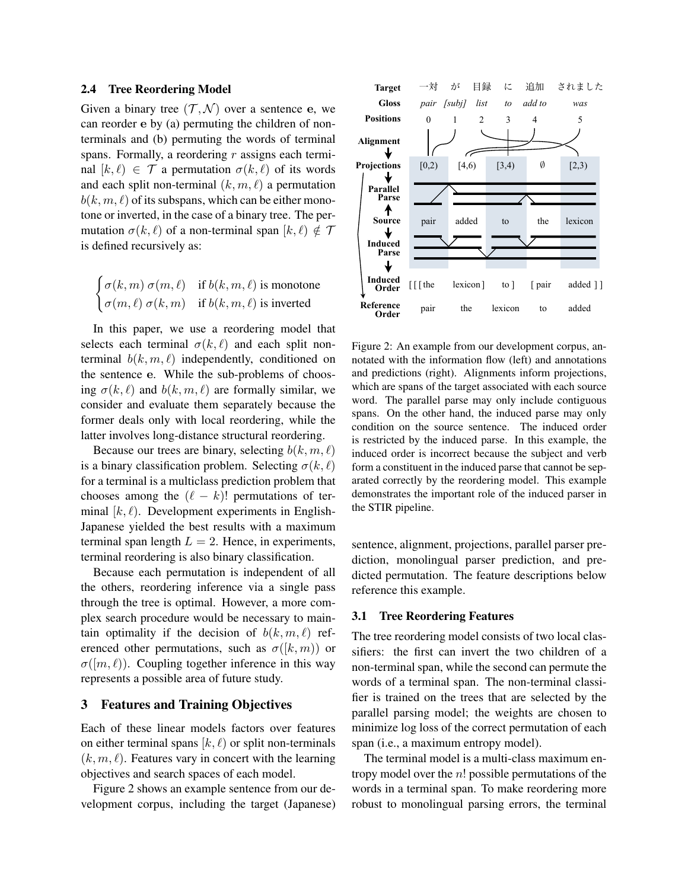### 2.4 Tree Reordering Model

Given a binary tree $(\mathcal{T}, \mathcal{N})$ over a sentence $\mathbf{e}$, we can reorder $\mathbf{e}$ by (a) permuting the children of non-terminals and (b) permuting the words of terminal spans. Formally, a reordering $r$ assigns each terminal $[k, \ell) \in \mathcal{T}$ a permutation $\sigma(k, \ell)$ of its words and each split non-terminal $(k, m, \ell)$ a permutation $b(k, m, \ell)$ of its subspans, which can be either monotone or inverted, in the case of a binary tree. The permutation $\sigma(k, \ell)$ of a non-terminal span $[k, \ell) \notin \mathcal{T}$ is defined recursively as:

$$\begin{cases} \sigma(k,m)\,\sigma(m,\ell) & \text{if } b(k,m,\ell) \text{ is monotone} \\ \sigma(m,\ell)\,\sigma(k,m) & \text{if } b(k,m,\ell) \text{ is inverted} \end{cases}$$

In this paper, we use a reordering model that selects each terminal $\sigma(k, \ell)$ and each split non-terminal $b(k, m, \ell)$ independently, conditioned on the sentence $\mathbf{e}$. While the sub-problems of choosing $\sigma(k, \ell)$ and $b(k, m, \ell)$ are formally similar, we consider and evaluate them separately because the former deals only with local reordering, while the latter involves long-distance structural reordering.

Because our trees are binary, selecting $b(k, m, \ell)$ is a binary classification problem. Selecting $\sigma(k, \ell)$ for a terminal is a multiclass prediction problem that chooses among the $(\ell - k)!$ permutations of terminal $[k, \ell)$. Development experiments in English-Japanese yielded the best results with a maximum terminal span length $L = 2$. Hence, in experiments, terminal reordering is also binary classification.

Because each permutation is independent of all the others, reordering inference via a single pass through the tree is optimal. However, a more complex search procedure would be necessary to maintain optimality if the decision of $b(k, m, \ell)$ referenced other permutations, such as $\sigma([k, m))$ or $\sigma([m, \ell))$. Coupling together inference in this way represents a possible area of future study.

## 3 Features and Training Objectives

Each of these linear models factors over features on either terminal spans $[k, \ell)$ or split non-terminals $(k, m, \ell)$. Features vary in concert with the learning objectives and search spaces of each model.

Figure 2 shows an example sentence from our development corpus, including the target (Japanese) sentence, alignment, projections, parallel parser prediction, monolingual parser prediction, and predicted permutation. The feature descriptions below reference this example.

| Target | 一対 | が | 目録 | に | 追加 | されました |
|---|---|---|---|---|---|---|
| Gloss | *pair* | *[subj]* | *list* | *to* | *add to* | *was* |
| Positions | 0 | 1 | 2 | 3 | 4 | 5 |
| Projections | [0,2) | [4,6) | [3,4) | ∅ | [2,3) | |
| Source | pair | added | to | the | lexicon | |
| Induced Order | [ [ [ the | lexicon ] | to ] | [ pair | added ] ] | |
| Reference Order | pair | the | lexicon | to | added | |

Figure 2: An example from our development corpus, annotated with the information flow (left) and annotations and predictions (right). Alignments inform projections, which are spans of the target associated with each source word. The parallel parse may only include contiguous spans. On the other hand, the induced parse may only condition on the source sentence. The induced order is restricted by the induced parse. In this example, the induced order is incorrect because the subject and verb form a constituent in the induced parse that cannot be separated correctly by the reordering model. This example demonstrates the important role of the induced parser in the STIR pipeline.

### 3.1 Tree Reordering Features

The tree reordering model consists of two local classifiers: the first can invert the two children of a non-terminal span, while the second can permute the words of a terminal span. The non-terminal classifier is trained on the trees that are selected by the parallel parsing model; the weights are chosen to minimize log loss of the correct permutation of each span (i.e., a maximum entropy model).

The terminal model is a multi-class maximum entropy model over the $n!$ possible permutations of the words in a terminal span. To make reordering more robust to monolingual parsing errors, the terminal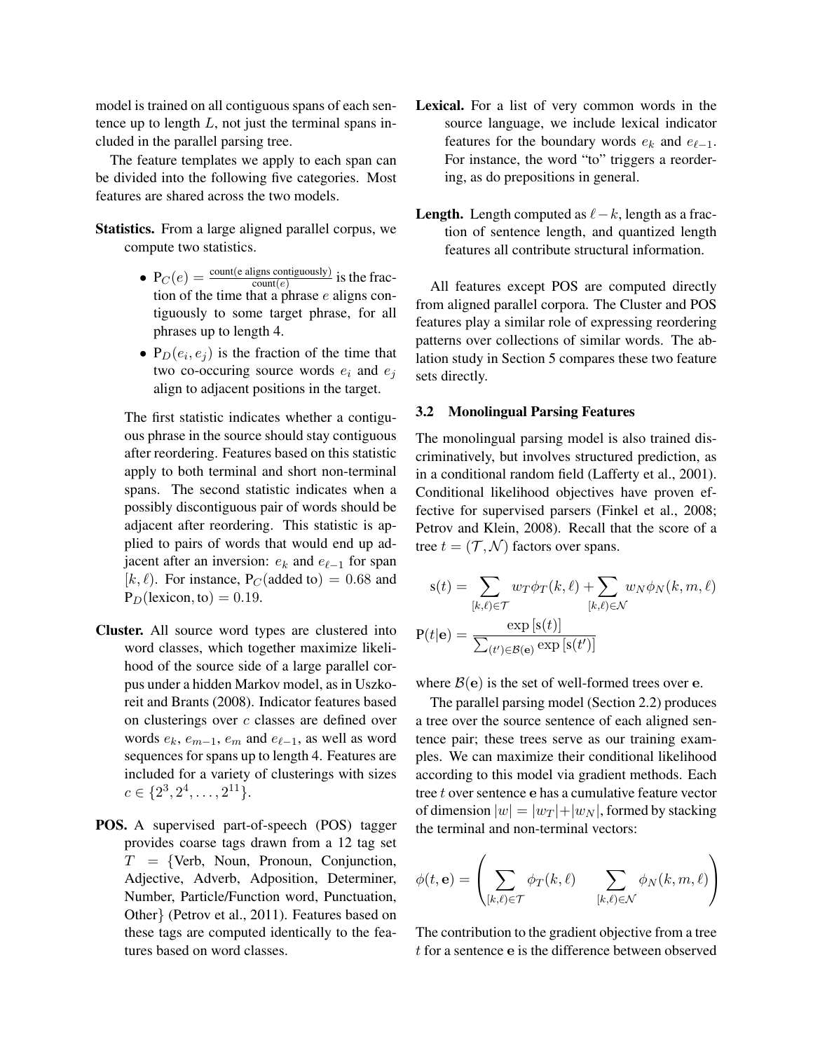model is trained on all contiguous spans of each sentence up to length $L$, not just the terminal spans included in the parallel parsing tree.

The feature templates we apply to each span can be divided into the following five categories. Most features are shared across the two models.

**Statistics.** From a large aligned parallel corpus, we compute two statistics.

- $\mathrm{P}_C(e) = \frac{\text{count(e aligns contiguously)}}{\text{count}(e)}$ is the fraction of the time that a phrase $e$ aligns contiguously to some target phrase, for all phrases up to length 4.
- $\mathrm{P}_D(e_i, e_j)$ is the fraction of the time that two co-occuring source words $e_i$ and $e_j$ align to adjacent positions in the target.

The first statistic indicates whether a contiguous phrase in the source should stay contiguous after reordering. Features based on this statistic apply to both terminal and short non-terminal spans. The second statistic indicates when a possibly discontiguous pair of words should be adjacent after reordering. This statistic is applied to pairs of words that would end up adjacent after an inversion: $e_k$ and $e_{\ell-1}$ for span $[k, \ell)$. For instance, $\mathrm{P}_C(\text{added to}) = 0.68$ and $\mathrm{P}_D(\text{lexicon}, \text{to}) = 0.19$.

**Cluster.** All source word types are clustered into word classes, which together maximize likelihood of the source side of a large parallel corpus under a hidden Markov model, as in Uszkoreit and Brants (2008). Indicator features based on clusterings over $c$ classes are defined over words $e_k$, $e_{m-1}$, $e_m$ and $e_{\ell-1}$, as well as word sequences for spans up to length 4. Features are included for a variety of clusterings with sizes $c \in \{2^3, 2^4, \ldots, 2^{11}\}$.

**POS.** A supervised part-of-speech (POS) tagger provides coarse tags drawn from a 12 tag set $T$ = {Verb, Noun, Pronoun, Conjunction, Adjective, Adverb, Adposition, Determiner, Number, Particle/Function word, Punctuation, Other} (Petrov et al., 2011). Features based on these tags are computed identically to the features based on word classes.

**Lexical.** For a list of very common words in the source language, we include lexical indicator features for the boundary words $e_k$ and $e_{\ell-1}$. For instance, the word "to" triggers a reordering, as do prepositions in general.

**Length.** Length computed as $\ell - k$, length as a fraction of sentence length, and quantized length features all contribute structural information.

All features except POS are computed directly from aligned parallel corpora. The Cluster and POS features play a similar role of expressing reordering patterns over collections of similar words. The ablation study in Section 5 compares these two feature sets directly.

### 3.2 Monolingual Parsing Features

The monolingual parsing model is also trained discriminatively, but involves structured prediction, as in a conditional random field (Lafferty et al., 2001). Conditional likelihood objectives have proven effective for supervised parsers (Finkel et al., 2008; Petrov and Klein, 2008). Recall that the score of a tree $t = (\mathcal{T}, \mathcal{N})$ factors over spans.

$$\mathrm{s}(t) = \sum_{[k,\ell) \in \mathcal{T}} w_T \phi_T(k, \ell) + \sum_{[k,\ell) \in \mathcal{N}} w_N \phi_N(k, m, \ell)$$

$$\mathrm{P}(t|\mathbf{e}) = \frac{\exp\left[\mathrm{s}(t)\right]}{\sum_{(t') \in \mathcal{B}(\mathbf{e})} \exp\left[\mathrm{s}(t')\right]}$$

where $\mathcal{B}(\mathbf{e})$ is the set of well-formed trees over $\mathbf{e}$.

The parallel parsing model (Section 2.2) produces a tree over the source sentence of each aligned sentence pair; these trees serve as our training examples. We can maximize their conditional likelihood according to this model via gradient methods. Each tree $t$ over sentence $\mathbf{e}$ has a cumulative feature vector of dimension $|w| = |w_T| + |w_N|$, formed by stacking the terminal and non-terminal vectors:

$$\phi(t, \mathbf{e}) = \begin{pmatrix} \sum_{[k,\ell) \in \mathcal{T}} \phi_T(k, \ell) & \sum_{[k,\ell) \in \mathcal{N}} \phi_N(k, m, \ell) \end{pmatrix}$$

The contribution to the gradient objective from a tree $t$ for a sentence $\mathbf{e}$ is the difference between observed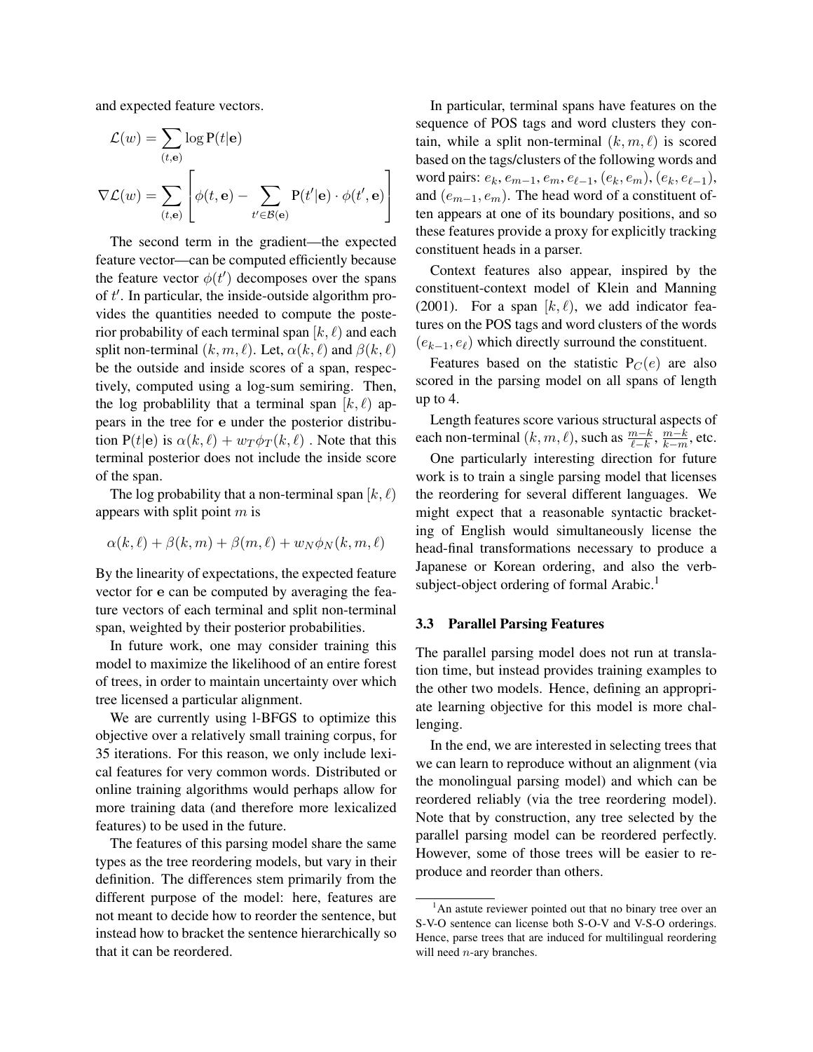and expected feature vectors.

$$\mathcal{L}(w) = \sum_{(t,\mathbf{e})} \log \mathrm{P}(t|\mathbf{e})$$

$$\nabla \mathcal{L}(w) = \sum_{(t,\mathbf{e})} \left[ \phi(t, \mathbf{e}) - \sum_{t' \in \mathcal{B}(\mathbf{e})} \mathrm{P}(t'|\mathbf{e}) \cdot \phi(t', \mathbf{e}) \right]$$

The second term in the gradient—the expected feature vector—can be computed efficiently because the feature vector $\phi(t')$ decomposes over the spans of $t'$. In particular, the inside-outside algorithm provides the quantities needed to compute the posterior probability of each terminal span $[k, \ell)$ and each split non-terminal $(k, m, \ell)$. Let, $\alpha(k, \ell)$ and $\beta(k, \ell)$ be the outside and inside scores of a span, respectively, computed using a log-sum semiring. Then, the log probablility that a terminal span $[k, \ell)$ appears in the tree for $\mathbf{e}$ under the posterior distribution $\mathrm{P}(t|\mathbf{e})$ is $\alpha(k, \ell) + w_T \phi_T(k, \ell)$ . Note that this terminal posterior does not include the inside score of the span.

The log probability that a non-terminal span $[k, \ell)$ appears with split point $m$ is

$$\alpha(k, \ell) + \beta(k, m) + \beta(m, \ell) + w_N \phi_N(k, m, \ell)$$

By the linearity of expectations, the expected feature vector for $\mathbf{e}$ can be computed by averaging the feature vectors of each terminal and split non-terminal span, weighted by their posterior probabilities.

In future work, one may consider training this model to maximize the likelihood of an entire forest of trees, in order to maintain uncertainty over which tree licensed a particular alignment.

We are currently using l-BFGS to optimize this objective over a relatively small training corpus, for 35 iterations. For this reason, we only include lexical features for very common words. Distributed or online training algorithms would perhaps allow for more training data (and therefore more lexicalized features) to be used in the future.

The features of this parsing model share the same types as the tree reordering models, but vary in their definition. The differences stem primarily from the different purpose of the model: here, features are not meant to decide how to reorder the sentence, but instead how to bracket the sentence hierarchically so that it can be reordered.

In particular, terminal spans have features on the sequence of POS tags and word clusters they contain, while a split non-terminal $(k, m, \ell)$ is scored based on the tags/clusters of the following words and word pairs: $e_k, e_{m-1}, e_m, e_{\ell-1}, (e_k, e_m), (e_k, e_{\ell-1})$, and $(e_{m-1}, e_m)$. The head word of a constituent often appears at one of its boundary positions, and so these features provide a proxy for explicitly tracking constituent heads in a parser.

Context features also appear, inspired by the constituent-context model of Klein and Manning (2001). For a span $[k, \ell)$, we add indicator features on the POS tags and word clusters of the words $(e_{k-1}, e_\ell)$ which directly surround the constituent.

Features based on the statistic $\mathrm{P}_C(e)$ are also scored in the parsing model on all spans of length up to 4.

Length features score various structural aspects of each non-terminal $(k, m, \ell)$, such as $\frac{m-k}{\ell-k}$, $\frac{m-k}{k-m}$, etc.

One particularly interesting direction for future work is to train a single parsing model that licenses the reordering for several different languages. We might expect that a reasonable syntactic bracketing of English would simultaneously license the head-final transformations necessary to produce a Japanese or Korean ordering, and also the verb-subject-object ordering of formal Arabic.[1]

### 3.3 Parallel Parsing Features

The parallel parsing model does not run at translation time, but instead provides training examples to the other two models. Hence, defining an appropriate learning objective for this model is more challenging.

In the end, we are interested in selecting trees that we can learn to reproduce without an alignment (via the monolingual parsing model) and which can be reordered reliably (via the tree reordering model). Note that by construction, any tree selected by the parallel parsing model can be reordered perfectly. However, some of those trees will be easier to reproduce and reorder than others.

[1] An astute reviewer pointed out that no binary tree over an S-V-O sentence can license both S-O-V and V-S-O orderings. Hence, parse trees that are induced for multilingual reordering will need $n$-ary branches.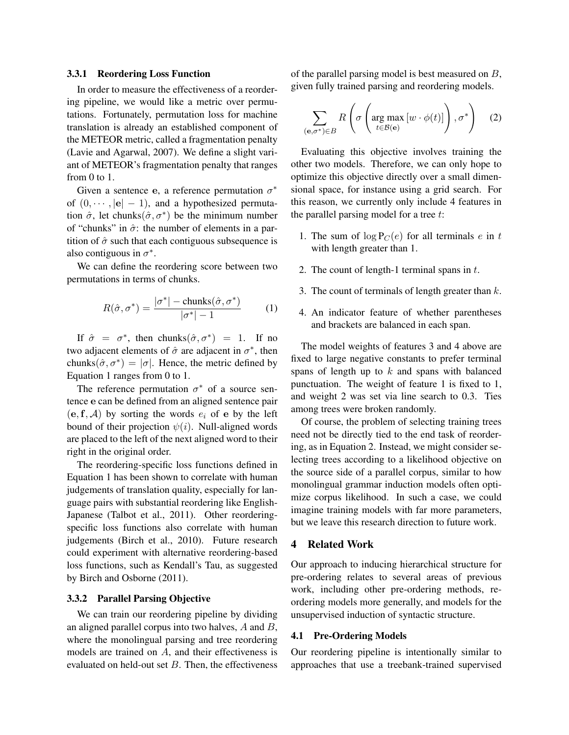### 3.3.1 Reordering Loss Function

In order to measure the effectiveness of a reordering pipeline, we would like a metric over permutations. Fortunately, permutation loss for machine translation is already an established component of the METEOR metric, called a fragmentation penalty (Lavie and Agarwal, 2007). We define a slight variant of METEOR's fragmentation penalty that ranges from 0 to 1.

Given a sentence $\mathbf{e}$, a reference permutation $\sigma^*$ of $(0, \cdots, |\mathbf{e}| - 1)$, and a hypothesized permutation $\hat{\sigma}$, let $\text{chunks}(\hat{\sigma}, \sigma^*)$ be the minimum number of "chunks" in $\hat{\sigma}$: the number of elements in a partition of $\hat{\sigma}$ such that each contiguous subsequence is also contiguous in $\sigma^*$.

We can define the reordering score between two permutations in terms of chunks.

$$R(\hat{\sigma}, \sigma^*) = \frac{|\sigma^*| - \text{chunks}(\hat{\sigma}, \sigma^*)}{|\sigma^*| - 1} \quad (1)$$

If $\hat{\sigma} = \sigma^*$, then $\text{chunks}(\hat{\sigma}, \sigma^*) = 1$. If no two adjacent elements of $\hat{\sigma}$ are adjacent in $\sigma^*$, then $\text{chunks}(\hat{\sigma}, \sigma^*) = |\sigma|$. Hence, the metric defined by Equation 1 ranges from 0 to 1.

The reference permutation $\sigma^*$ of a source sentence $\mathbf{e}$ can be defined from an aligned sentence pair $(\mathbf{e}, \mathbf{f}, \mathcal{A})$ by sorting the words $e_i$ of $\mathbf{e}$ by the left bound of their projection $\psi(i)$. Null-aligned words are placed to the left of the next aligned word to their right in the original order.

The reordering-specific loss functions defined in Equation 1 has been shown to correlate with human judgements of translation quality, especially for language pairs with substantial reordering like English-Japanese (Talbot et al., 2011). Other reordering-specific loss functions also correlate with human judgements (Birch et al., 2010). Future research could experiment with alternative reordering-based loss functions, such as Kendall's Tau, as suggested by Birch and Osborne (2011).

### 3.3.2 Parallel Parsing Objective

We can train our reordering pipeline by dividing an aligned parallel corpus into two halves, $A$ and $B$, where the monolingual parsing and tree reordering models are trained on $A$, and their effectiveness is evaluated on held-out set $B$. Then, the effectiveness of the parallel parsing model is best measured on $B$, given fully trained parsing and reordering models.

$$\sum_{(\mathbf{e},\sigma^*)\in B} R\left(\sigma\left(\arg\max_{t\in\mathcal{B}(\mathbf{e})}\left[w \cdot \phi(t)\right]\right), \sigma^*\right) \quad (2)$$

Evaluating this objective involves training the other two models. Therefore, we can only hope to optimize this objective directly over a small dimensional space, for instance using a grid search. For this reason, we currently only include 4 features in the parallel parsing model for a tree $t$:

1. The sum of $\log \text{P}_C(e)$ for all terminals $e$ in $t$ with length greater than 1.
2. The count of length-1 terminal spans in $t$.
3. The count of terminals of length greater than $k$.
4. An indicator feature of whether parentheses and brackets are balanced in each span.

The model weights of features 3 and 4 above are fixed to large negative constants to prefer terminal spans of length up to $k$ and spans with balanced punctuation. The weight of feature 1 is fixed to 1, and weight 2 was set via line search to 0.3. Ties among trees were broken randomly.

Of course, the problem of selecting training trees need not be directly tied to the end task of reordering, as in Equation 2. Instead, we might consider selecting trees according to a likelihood objective on the source side of a parallel corpus, similar to how monolingual grammar induction models often optimize corpus likelihood. In such a case, we could imagine training models with far more parameters, but we leave this research direction to future work.

## 4 Related Work

Our approach to inducing hierarchical structure for pre-ordering relates to several areas of previous work, including other pre-ordering methods, reordering models more generally, and models for the unsupervised induction of syntactic structure.

### 4.1 Pre-Ordering Models

Our reordering pipeline is intentionally similar to approaches that use a treebank-trained supervised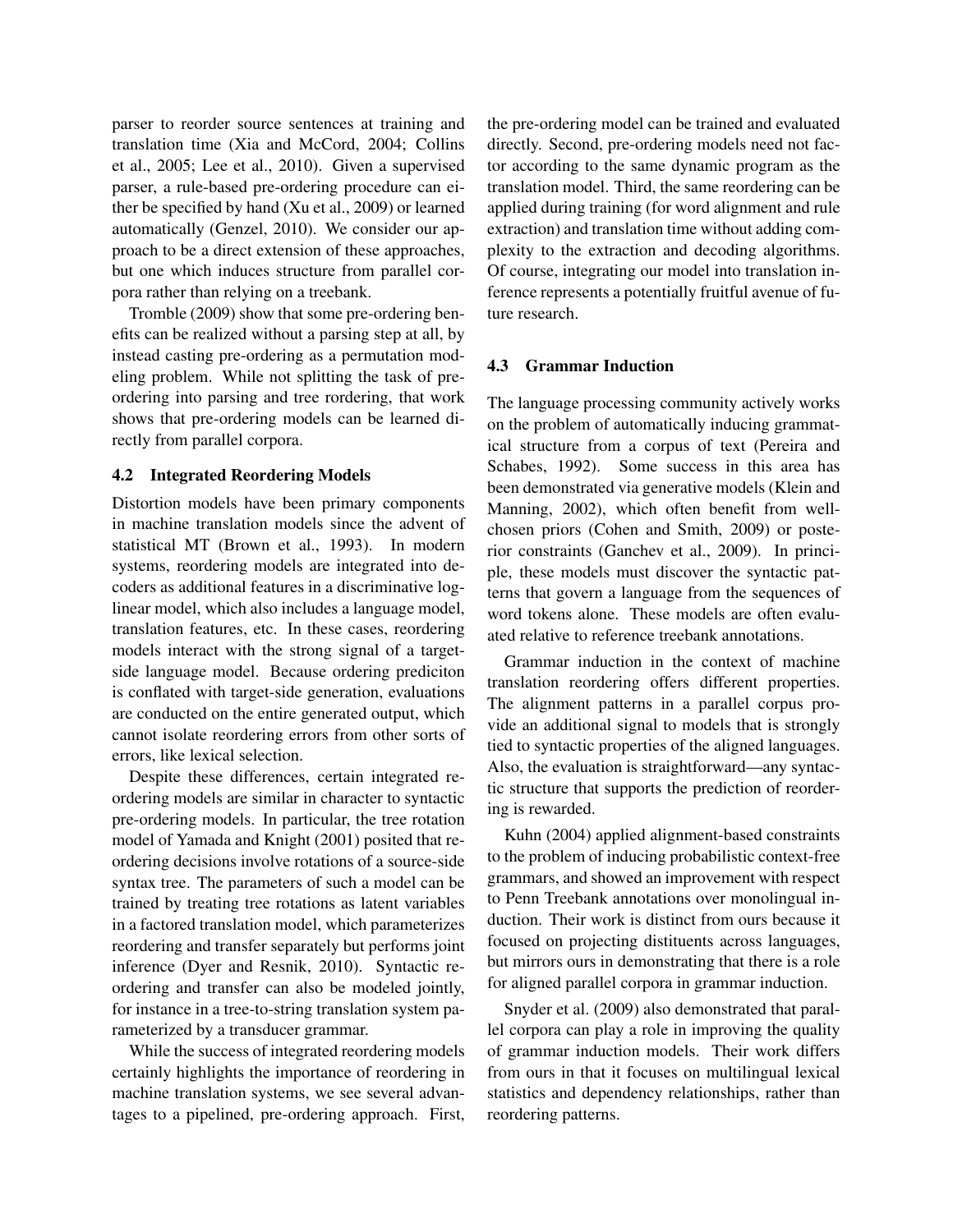parser to reorder source sentences at training and translation time (Xia and McCord, 2004; Collins et al., 2005; Lee et al., 2010). Given a supervised parser, a rule-based pre-ordering procedure can either be specified by hand (Xu et al., 2009) or learned automatically (Genzel, 2010). We consider our approach to be a direct extension of these approaches, but one which induces structure from parallel corpora rather than relying on a treebank.

Tromble (2009) show that some pre-ordering benefits can be realized without a parsing step at all, by instead casting pre-ordering as a permutation modeling problem. While not splitting the task of pre-ordering into parsing and tree rordering, that work shows that pre-ordering models can be learned directly from parallel corpora.

### 4.2 Integrated Reordering Models

Distortion models have been primary components in machine translation models since the advent of statistical MT (Brown et al., 1993). In modern systems, reordering models are integrated into decoders as additional features in a discriminative log-linear model, which also includes a language model, translation features, etc. In these cases, reordering models interact with the strong signal of a target-side language model. Because ordering prediciton is conflated with target-side generation, evaluations are conducted on the entire generated output, which cannot isolate reordering errors from other sorts of errors, like lexical selection.

Despite these differences, certain integrated reordering models are similar in character to syntactic pre-ordering models. In particular, the tree rotation model of Yamada and Knight (2001) posited that reordering decisions involve rotations of a source-side syntax tree. The parameters of such a model can be trained by treating tree rotations as latent variables in a factored translation model, which parameterizes reordering and transfer separately but performs joint inference (Dyer and Resnik, 2010). Syntactic reordering and transfer can also be modeled jointly, for instance in a tree-to-string translation system parameterized by a transducer grammar.

While the success of integrated reordering models certainly highlights the importance of reordering in machine translation systems, we see several advantages to a pipelined, pre-ordering approach. First, the pre-ordering model can be trained and evaluated directly. Second, pre-ordering models need not factor according to the same dynamic program as the translation model. Third, the same reordering can be applied during training (for word alignment and rule extraction) and translation time without adding complexity to the extraction and decoding algorithms. Of course, integrating our model into translation inference represents a potentially fruitful avenue of future research.

### 4.3 Grammar Induction

The language processing community actively works on the problem of automatically inducing grammatical structure from a corpus of text (Pereira and Schabes, 1992). Some success in this area has been demonstrated via generative models (Klein and Manning, 2002), which often benefit from well-chosen priors (Cohen and Smith, 2009) or posterior constraints (Ganchev et al., 2009). In principle, these models must discover the syntactic patterns that govern a language from the sequences of word tokens alone. These models are often evaluated relative to reference treebank annotations.

Grammar induction in the context of machine translation reordering offers different properties. The alignment patterns in a parallel corpus provide an additional signal to models that is strongly tied to syntactic properties of the aligned languages. Also, the evaluation is straightforward—any syntactic structure that supports the prediction of reordering is rewarded.

Kuhn (2004) applied alignment-based constraints to the problem of inducing probabilistic context-free grammars, and showed an improvement with respect to Penn Treebank annotations over monolingual induction. Their work is distinct from ours because it focused on projecting distituents across languages, but mirrors ours in demonstrating that there is a role for aligned parallel corpora in grammar induction.

Snyder et al. (2009) also demonstrated that parallel corpora can play a role in improving the quality of grammar induction models. Their work differs from ours in that it focuses on multilingual lexical statistics and dependency relationships, rather than reordering patterns.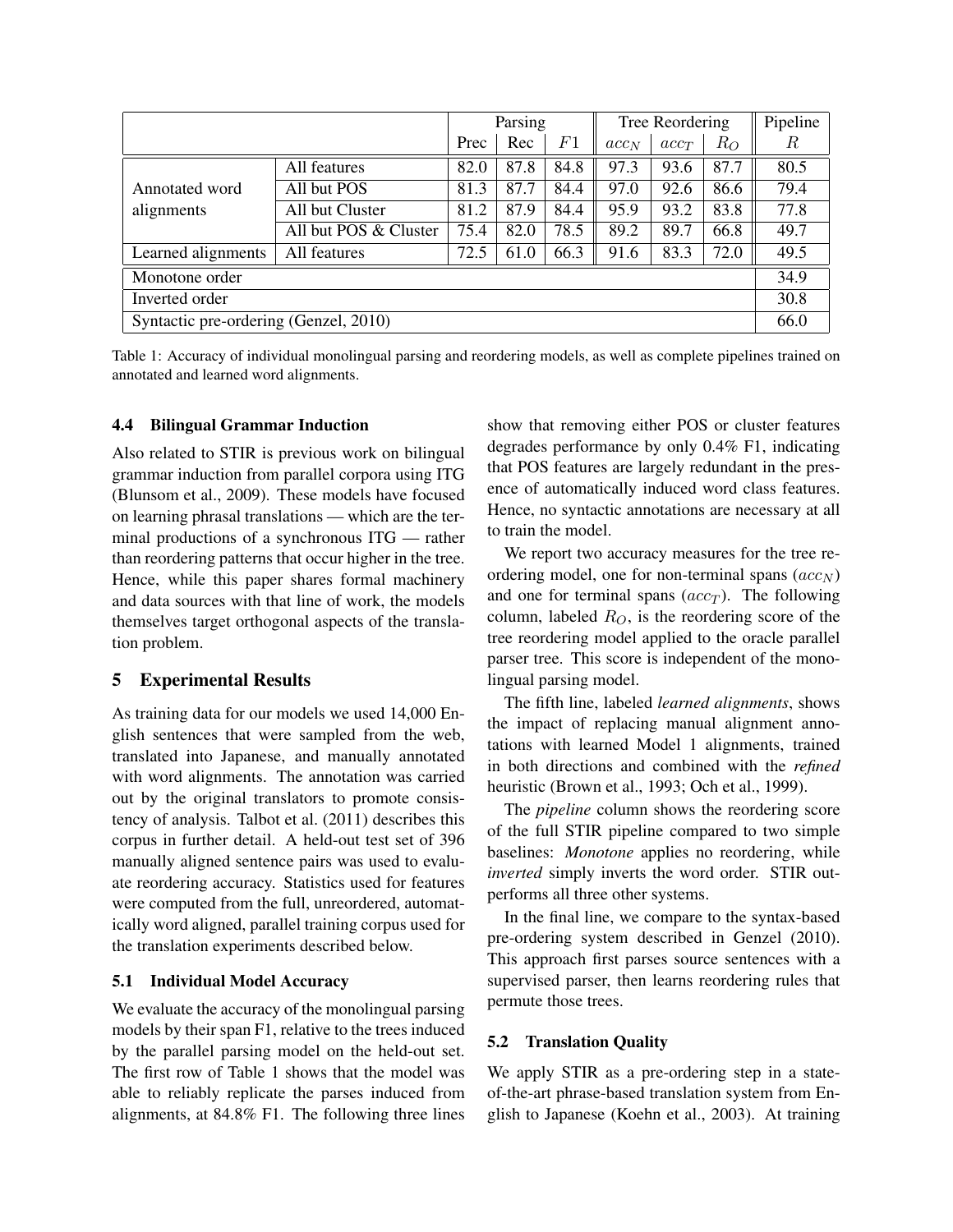| | | Parsing | | | Tree Reordering | | | Pipeline |
|---|---|---|---|---|---|---|---|---|
| | | Prec | Rec | $F1$ | $acc_N$ | $acc_T$ | $R_O$ | $R$ |
| Annotated word alignments | All features | 82.0 | 87.8 | 84.8 | 97.3 | 93.6 | 87.7 | 80.5 |
| | All but POS | 81.3 | 87.7 | 84.4 | 97.0 | 92.6 | 86.6 | 79.4 |
| | All but Cluster | 81.2 | 87.9 | 84.4 | 95.9 | 93.2 | 83.8 | 77.8 |
| | All but POS & Cluster | 75.4 | 82.0 | 78.5 | 89.2 | 89.7 | 66.8 | 49.7 |
| Learned alignments | All features | 72.5 | 61.0 | 66.3 | 91.6 | 83.3 | 72.0 | 49.5 |
| Monotone order | | | | | | | | 34.9 |
| Inverted order | | | | | | | | 30.8 |
| Syntactic pre-ordering (Genzel, 2010) | | | | | | | | 66.0 |

Table 1: Accuracy of individual monolingual parsing and reordering models, as well as complete pipelines trained on annotated and learned word alignments.

### 4.4 Bilingual Grammar Induction

Also related to STIR is previous work on bilingual grammar induction from parallel corpora using ITG (Blunsom et al., 2009). These models have focused on learning phrasal translations — which are the terminal productions of a synchronous ITG — rather than reordering patterns that occur higher in the tree. Hence, while this paper shares formal machinery and data sources with that line of work, the models themselves target orthogonal aspects of the translation problem.

## 5 Experimental Results

As training data for our models we used 14,000 English sentences that were sampled from the web, translated into Japanese, and manually annotated with word alignments. The annotation was carried out by the original translators to promote consistency of analysis. Talbot et al. (2011) describes this corpus in further detail. A held-out test set of 396 manually aligned sentence pairs was used to evaluate reordering accuracy. Statistics used for features were computed from the full, unreordered, automatically word aligned, parallel training corpus used for the translation experiments described below.

### 5.1 Individual Model Accuracy

We evaluate the accuracy of the monolingual parsing models by their span F1, relative to the trees induced by the parallel parsing model on the held-out set. The first row of Table 1 shows that the model was able to reliably replicate the parses induced from alignments, at 84.8% F1. The following three lines show that removing either POS or cluster features degrades performance by only 0.4% F1, indicating that POS features are largely redundant in the presence of automatically induced word class features. Hence, no syntactic annotations are necessary at all to train the model.

We report two accuracy measures for the tree reordering model, one for non-terminal spans ($acc_N$) and one for terminal spans ($acc_T$). The following column, labeled $R_O$, is the reordering score of the tree reordering model applied to the oracle parallel parser tree. This score is independent of the monolingual parsing model.

The fifth line, labeled *learned alignments*, shows the impact of replacing manual alignment annotations with learned Model 1 alignments, trained in both directions and combined with the *refined* heuristic (Brown et al., 1993; Och et al., 1999).

The *pipeline* column shows the reordering score of the full STIR pipeline compared to two simple baselines: *Monotone* applies no reordering, while *inverted* simply inverts the word order. STIR outperforms all three other systems.

In the final line, we compare to the syntax-based pre-ordering system described in Genzel (2010). This approach first parses source sentences with a supervised parser, then learns reordering rules that permute those trees.

### 5.2 Translation Quality

We apply STIR as a pre-ordering step in a state-of-the-art phrase-based translation system from English to Japanese (Koehn et al., 2003). At training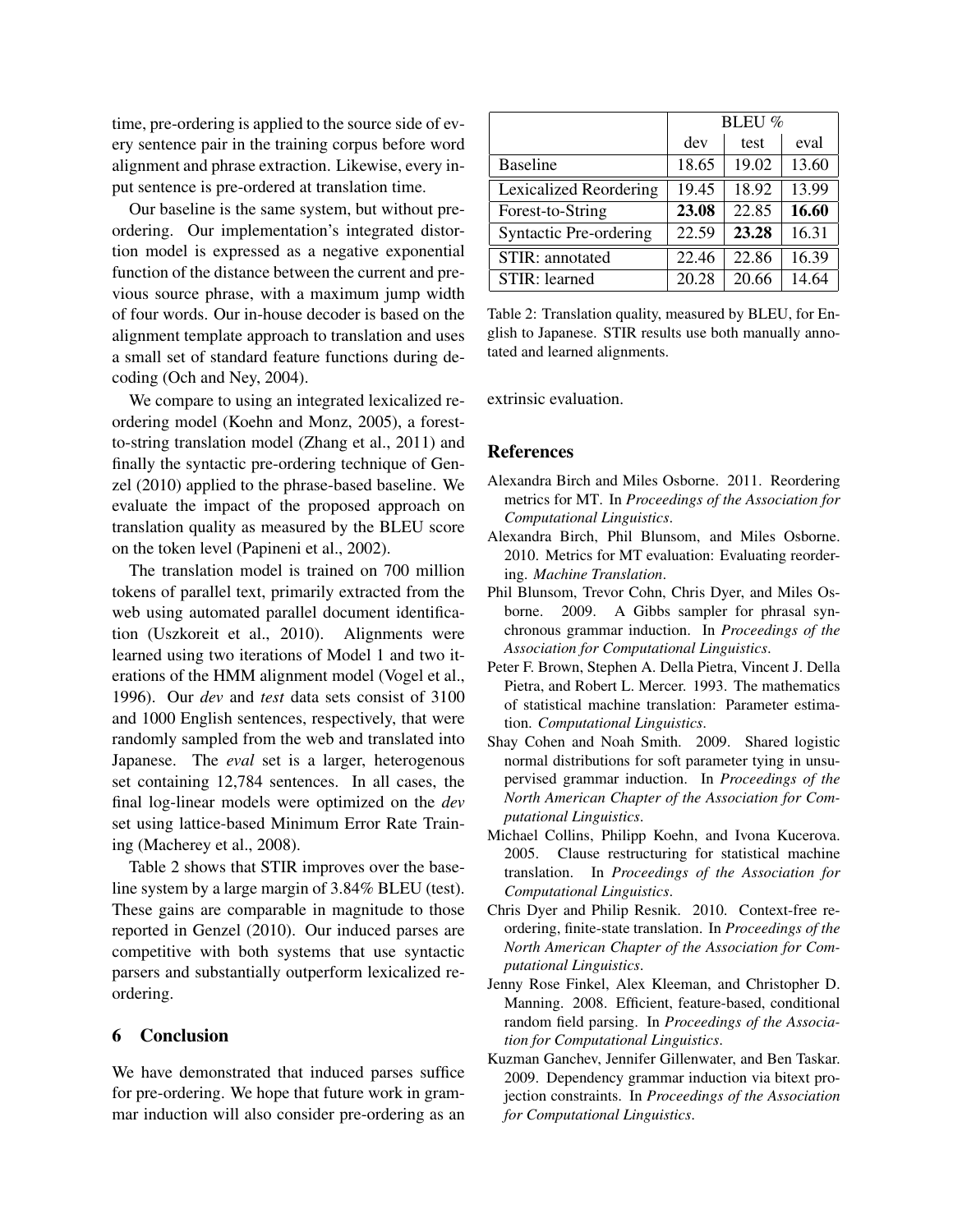time, pre-ordering is applied to the source side of every sentence pair in the training corpus before word alignment and phrase extraction. Likewise, every input sentence is pre-ordered at translation time.

Our baseline is the same system, but without pre-ordering. Our implementation's integrated distortion model is expressed as a negative exponential function of the distance between the current and previous source phrase, with a maximum jump width of four words. Our in-house decoder is based on the alignment template approach to translation and uses a small set of standard feature functions during decoding (Och and Ney, 2004).

We compare to using an integrated lexicalized reordering model (Koehn and Monz, 2005), a forest-to-string translation model (Zhang et al., 2011) and finally the syntactic pre-ordering technique of Genzel (2010) applied to the phrase-based baseline. We evaluate the impact of the proposed approach on translation quality as measured by the BLEU score on the token level (Papineni et al., 2002).

The translation model is trained on 700 million tokens of parallel text, primarily extracted from the web using automated parallel document identification (Uszkoreit et al., 2010). Alignments were learned using two iterations of Model 1 and two iterations of the HMM alignment model (Vogel et al., 1996). Our *dev* and *test* data sets consist of 3100 and 1000 English sentences, respectively, that were randomly sampled from the web and translated into Japanese. The *eval* set is a larger, heterogenous set containing 12,784 sentences. In all cases, the final log-linear models were optimized on the *dev* set using lattice-based Minimum Error Rate Training (Macherey et al., 2008).

Table 2 shows that STIR improves over the baseline system by a large margin of 3.84% BLEU (test). These gains are comparable in magnitude to those reported in Genzel (2010). Our induced parses are competitive with both systems that use syntactic parsers and substantially outperform lexicalized reordering.

## 6 Conclusion

We have demonstrated that induced parses suffice for pre-ordering. We hope that future work in grammar induction will also consider pre-ordering as an extrinsic evaluation.

| | BLEU % | | |
|---|---|---|---|
| | dev | test | eval |
| Baseline | 18.65 | 19.02 | 13.60 |
| Lexicalized Reordering | 19.45 | 18.92 | 13.99 |
| Forest-to-String | **23.08** | 22.85 | **16.60** |
| Syntactic Pre-ordering | 22.59 | **23.28** | 16.31 |
| STIR: annotated | 22.46 | 22.86 | 16.39 |
| STIR: learned | 20.28 | 20.66 | 14.64 |

Table 2: Translation quality, measured by BLEU, for English to Japanese. STIR results use both manually annotated and learned alignments.

## References

Alexandra Birch and Miles Osborne. 2011. Reordering metrics for MT. In *Proceedings of the Association for Computational Linguistics*.

Alexandra Birch, Phil Blunsom, and Miles Osborne. 2010. Metrics for MT evaluation: Evaluating reordering. *Machine Translation*.

Phil Blunsom, Trevor Cohn, Chris Dyer, and Miles Osborne. 2009. A Gibbs sampler for phrasal synchronous grammar induction. In *Proceedings of the Association for Computational Linguistics*.

Peter F. Brown, Stephen A. Della Pietra, Vincent J. Della Pietra, and Robert L. Mercer. 1993. The mathematics of statistical machine translation: Parameter estimation. *Computational Linguistics*.

Shay Cohen and Noah Smith. 2009. Shared logistic normal distributions for soft parameter tying in unsupervised grammar induction. In *Proceedings of the North American Chapter of the Association for Computational Linguistics*.

Michael Collins, Philipp Koehn, and Ivona Kucerova. 2005. Clause restructuring for statistical machine translation. In *Proceedings of the Association for Computational Linguistics*.

Chris Dyer and Philip Resnik. 2010. Context-free reordering, finite-state translation. In *Proceedings of the North American Chapter of the Association for Computational Linguistics*.

Jenny Rose Finkel, Alex Kleeman, and Christopher D. Manning. 2008. Efficient, feature-based, conditional random field parsing. In *Proceedings of the Association for Computational Linguistics*.

Kuzman Ganchev, Jennifer Gillenwater, and Ben Taskar. 2009. Dependency grammar induction via bitext projection constraints. In *Proceedings of the Association for Computational Linguistics*.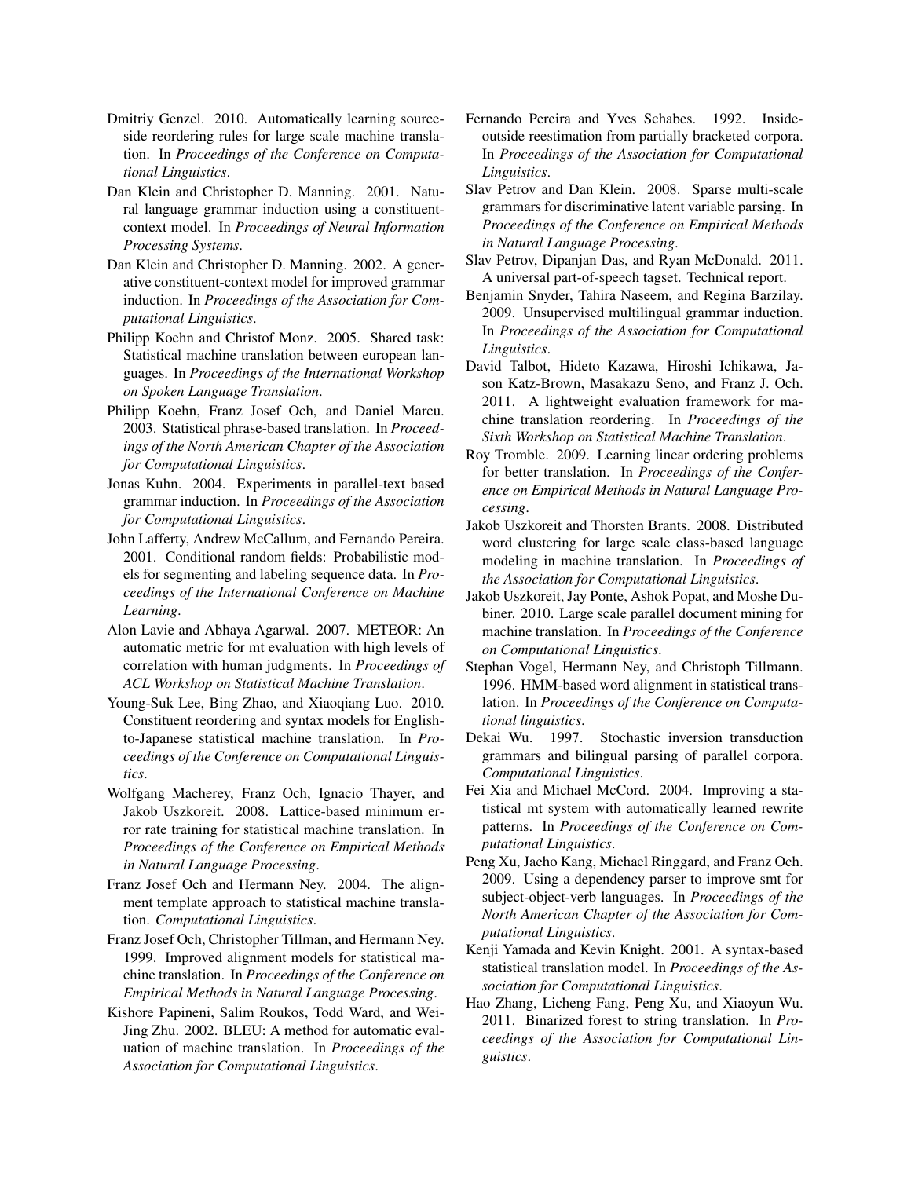Dmitriy Genzel. 2010. Automatically learning source-side reordering rules for large scale machine translation. In *Proceedings of the Conference on Computational Linguistics*.

Dan Klein and Christopher D. Manning. 2001. Natural language grammar induction using a constituent-context model. In *Proceedings of Neural Information Processing Systems*.

Dan Klein and Christopher D. Manning. 2002. A generative constituent-context model for improved grammar induction. In *Proceedings of the Association for Computational Linguistics*.

Philipp Koehn and Christof Monz. 2005. Shared task: Statistical machine translation between european languages. In *Proceedings of the International Workshop on Spoken Language Translation*.

Philipp Koehn, Franz Josef Och, and Daniel Marcu. 2003. Statistical phrase-based translation. In *Proceedings of the North American Chapter of the Association for Computational Linguistics*.

Jonas Kuhn. 2004. Experiments in parallel-text based grammar induction. In *Proceedings of the Association for Computational Linguistics*.

John Lafferty, Andrew McCallum, and Fernando Pereira. 2001. Conditional random fields: Probabilistic models for segmenting and labeling sequence data. In *Proceedings of the International Conference on Machine Learning*.

Alon Lavie and Abhaya Agarwal. 2007. METEOR: An automatic metric for mt evaluation with high levels of correlation with human judgments. In *Proceedings of ACL Workshop on Statistical Machine Translation*.

Young-Suk Lee, Bing Zhao, and Xiaoqiang Luo. 2010. Constituent reordering and syntax models for English-to-Japanese statistical machine translation. In *Proceedings of the Conference on Computational Linguistics*.

Wolfgang Macherey, Franz Och, Ignacio Thayer, and Jakob Uszkoreit. 2008. Lattice-based minimum error rate training for statistical machine translation. In *Proceedings of the Conference on Empirical Methods in Natural Language Processing*.

Franz Josef Och and Hermann Ney. 2004. The alignment template approach to statistical machine translation. *Computational Linguistics*.

Franz Josef Och, Christopher Tillman, and Hermann Ney. 1999. Improved alignment models for statistical machine translation. In *Proceedings of the Conference on Empirical Methods in Natural Language Processing*.

Kishore Papineni, Salim Roukos, Todd Ward, and Wei-Jing Zhu. 2002. BLEU: A method for automatic evaluation of machine translation. In *Proceedings of the Association for Computational Linguistics*.

Fernando Pereira and Yves Schabes. 1992. Inside-outside reestimation from partially bracketed corpora. In *Proceedings of the Association for Computational Linguistics*.

Slav Petrov and Dan Klein. 2008. Sparse multi-scale grammars for discriminative latent variable parsing. In *Proceedings of the Conference on Empirical Methods in Natural Language Processing*.

Slav Petrov, Dipanjan Das, and Ryan McDonald. 2011. A universal part-of-speech tagset. Technical report.

Benjamin Snyder, Tahira Naseem, and Regina Barzilay. 2009. Unsupervised multilingual grammar induction. In *Proceedings of the Association for Computational Linguistics*.

David Talbot, Hideto Kazawa, Hiroshi Ichikawa, Jason Katz-Brown, Masakazu Seno, and Franz J. Och. 2011. A lightweight evaluation framework for machine translation reordering. In *Proceedings of the Sixth Workshop on Statistical Machine Translation*.

Roy Tromble. 2009. Learning linear ordering problems for better translation. In *Proceedings of the Conference on Empirical Methods in Natural Language Processing*.

Jakob Uszkoreit and Thorsten Brants. 2008. Distributed word clustering for large scale class-based language modeling in machine translation. In *Proceedings of the Association for Computational Linguistics*.

Jakob Uszkoreit, Jay Ponte, Ashok Popat, and Moshe Dubiner. 2010. Large scale parallel document mining for machine translation. In *Proceedings of the Conference on Computational Linguistics*.

Stephan Vogel, Hermann Ney, and Christoph Tillmann. 1996. HMM-based word alignment in statistical translation. In *Proceedings of the Conference on Computational linguistics*.

Dekai Wu. 1997. Stochastic inversion transduction grammars and bilingual parsing of parallel corpora. *Computational Linguistics*.

Fei Xia and Michael McCord. 2004. Improving a statistical mt system with automatically learned rewrite patterns. In *Proceedings of the Conference on Computational Linguistics*.

Peng Xu, Jaeho Kang, Michael Ringgard, and Franz Och. 2009. Using a dependency parser to improve smt for subject-object-verb languages. In *Proceedings of the North American Chapter of the Association for Computational Linguistics*.

Kenji Yamada and Kevin Knight. 2001. A syntax-based statistical translation model. In *Proceedings of the Association for Computational Linguistics*.

Hao Zhang, Licheng Fang, Peng Xu, and Xiaoyun Wu. 2011. Binarized forest to string translation. In *Proceedings of the Association for Computational Linguistics*.